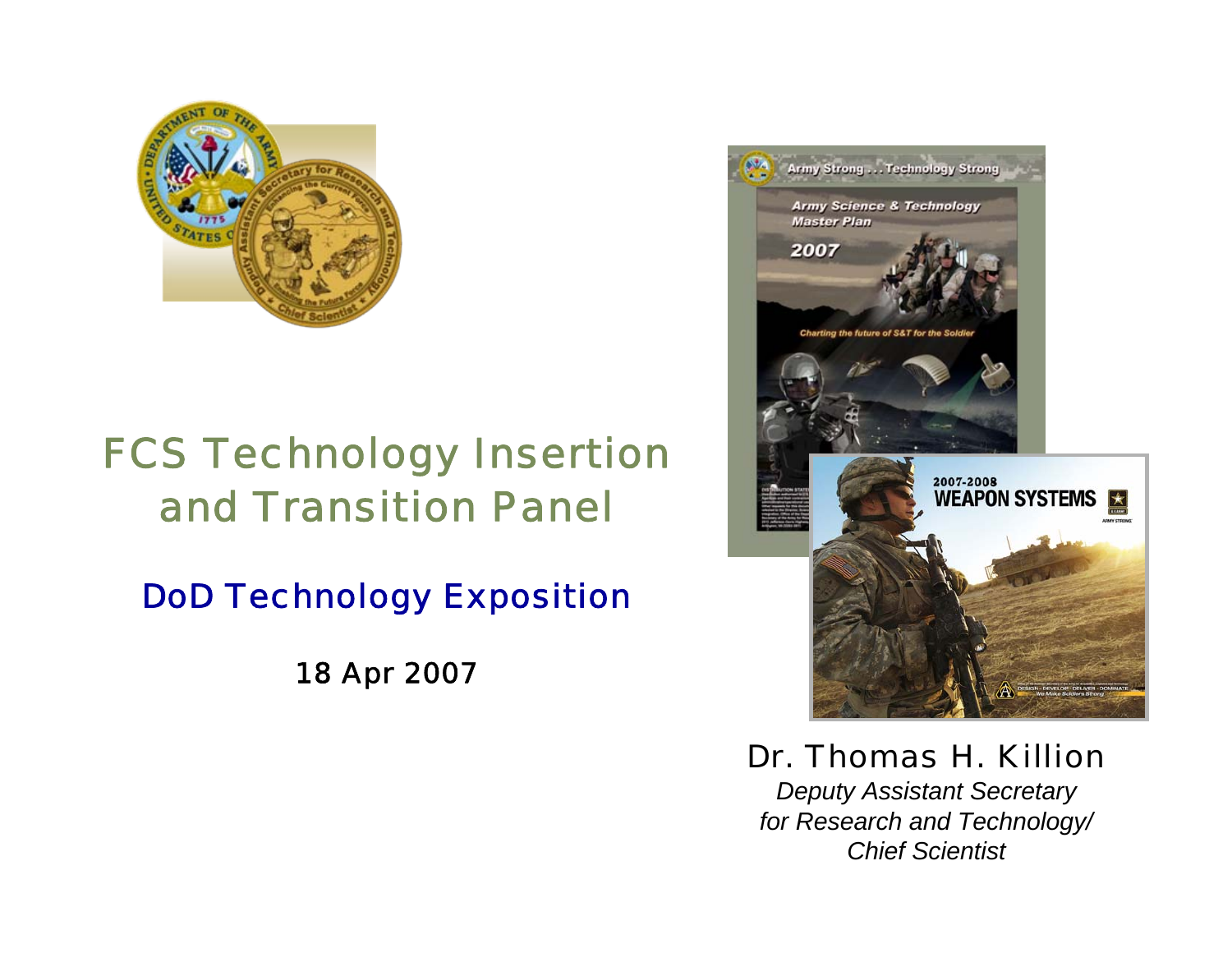# FCS Technology Insertion and Transition Panel

## DoD Technology Exposition

18 Apr 2007

Dr. Thomas H. Killion

*Deputy Assistant Secretary for Research and Technology/ Chief Scientist*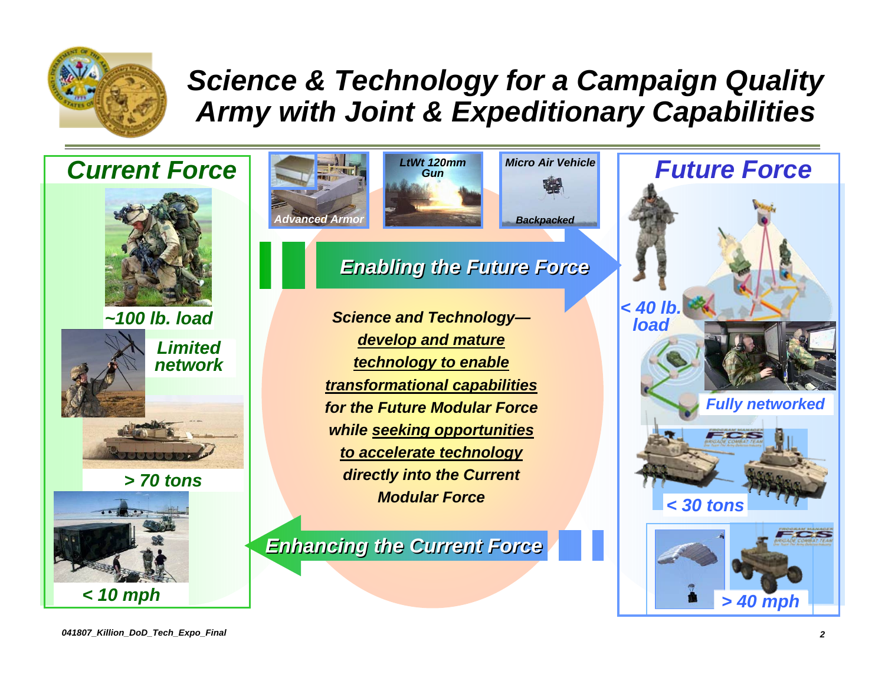# Science & Technology for a Campaign Quality Army with Joint & Expeditionary Capabilities

## Current Force

- ~100 lb. load
- Limited network
- > 70 tons
- < 10 mph

Advanced Armor

LtWt 120mm Gun

Micro Air Vehicle

Backpacked

**Enabling the Future Force**

*Science and Technology—develop and mature technology to enable transformational capabilities for the Future Modular Force while seeking opportunities to accelerate technology directly into the Current Modular Force*

**Enhancing the Current Force**

## Future Force

- < 40 lb. load
- Fully networked
- < 30 tons
- > 40 mph

041807_Killion_DoD_Tech_Expo_Final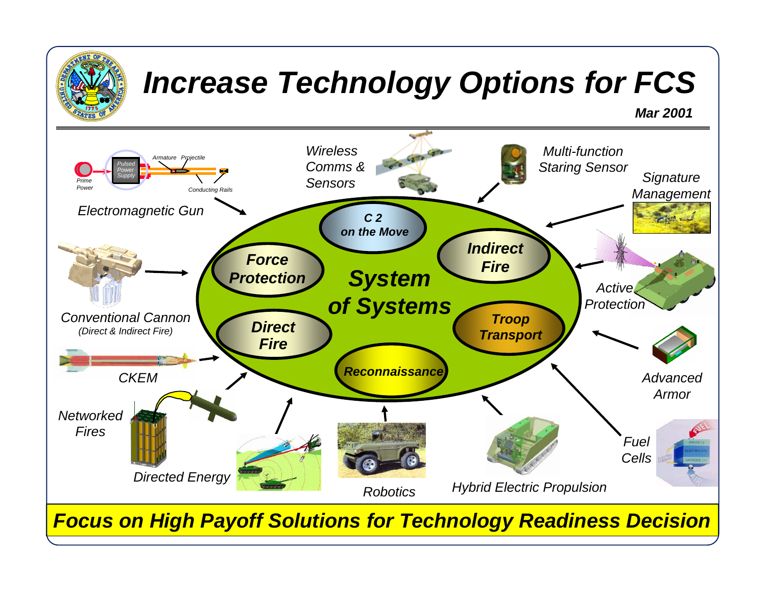# Increase Technology Options for FCS

***Mar 2001***

*Electromagnetic Gun*

Prime Power — Pulsed Power Supply — Armature — Projectile — Conducting Rails

*Wireless Comms & Sensors*

*Multi-function Staring Sensor*

*Signature Management*

*Conventional Cannon*
*(Direct & Indirect Fire)*

*CKEM*

*Networked Fires*

*Directed Energy*

*Robotics*

*Hybrid Electric Propulsion*

*Fuel Cells*

*Advanced Armor*

*Active Protection*

***System of Systems***

- **C 2 on the Move**
- **Indirect Fire**
- **Force Protection**
- **Direct Fire**
- **Troop Transport**
- **Reconnaissance**

***Focus on High Payoff Solutions for Technology Readiness Decision***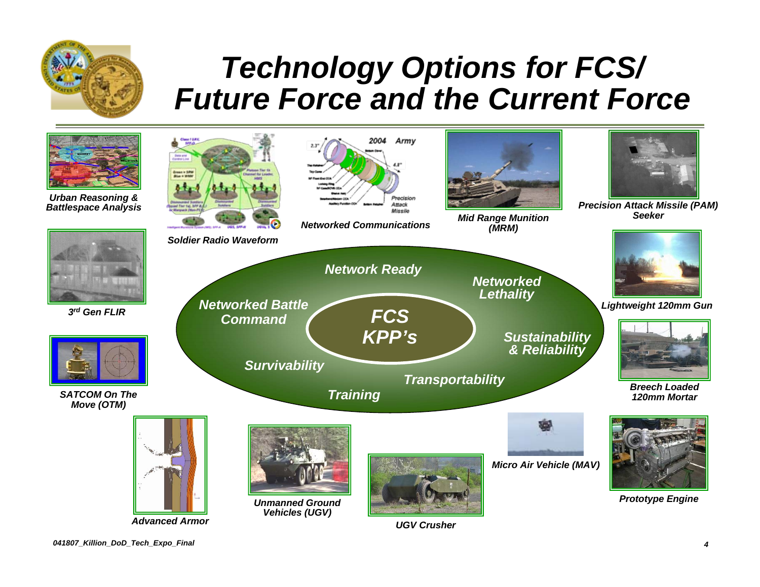# Technology Options for FCS/ Future Force and the Current Force

*Urban Reasoning & Battlespace Analysis*

*Soldier Radio Waveform*

*Networked Communications*

*Mid Range Munition (MRM)*

*Precision Attack Missile (PAM) Seeker*

*3rd Gen FLIR*

*Lightweight 120mm Gun*

**FCS KPP's**

- *Network Ready*
- *Networked Lethality*
- *Networked Battle Command*
- *Sustainability & Reliability*
- *Survivability*
- *Transportability*
- *Training*

*SATCOM On The Move (OTM)*

*Breech Loaded 120mm Mortar*

*Advanced Armor*

*Unmanned Ground Vehicles (UGV)*

*UGV Crusher*

*Micro Air Vehicle (MAV)*

*Prototype Engine*

*041807_Killion_DoD_Tech_Expo_Final*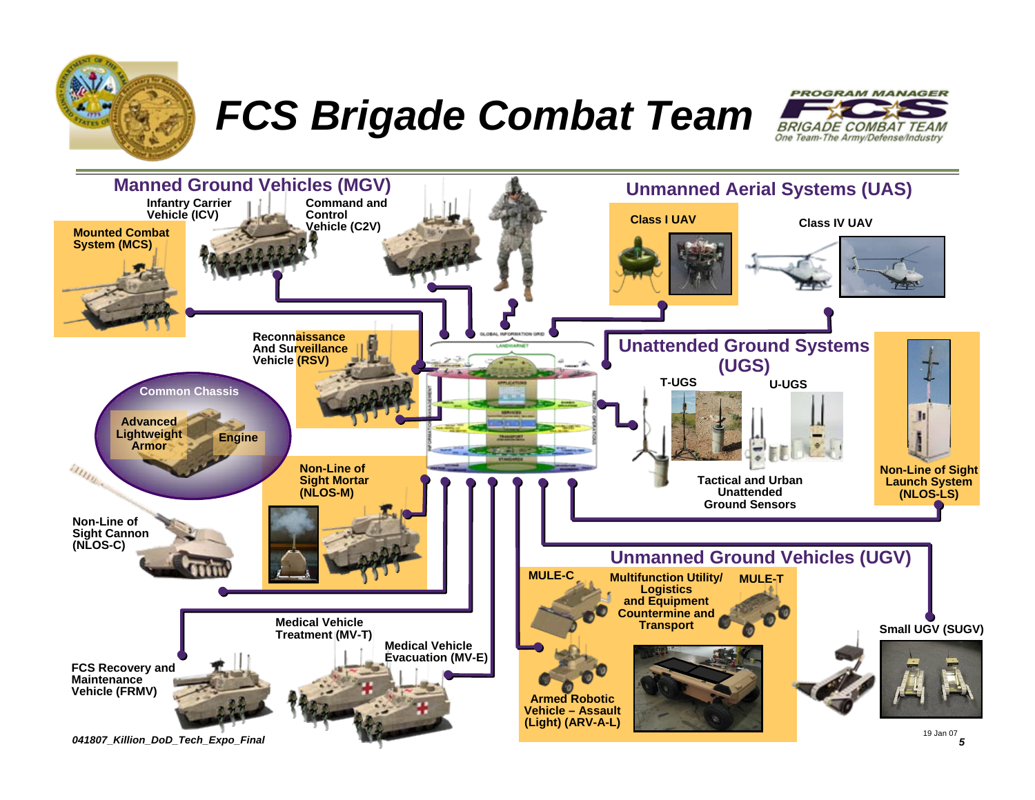# FCS Brigade Combat Team

PROGRAM MANAGER FCS BRIGADE COMBAT TEAM
One Team-The Army/Defense/Industry

## Manned Ground Vehicles (MGV)

- Infantry Carrier Vehicle (ICV)
- Command and Control Vehicle (C2V)
- Mounted Combat System (MCS)
- Reconnaissance And Surveillance Vehicle (RSV)
- Non-Line of Sight Mortar (NLOS-M)
- Non-Line of Sight Cannon (NLOS-C)
- FCS Recovery and Maintenance Vehicle (FRMV)
- Medical Vehicle Treatment (MV-T)
- Medical Vehicle Evacuation (MV-E)

### Common Chassis

- Advanced Lightweight Armor
- Engine

## Unmanned Aerial Systems (UAS)

- Class I UAV
- Class IV UAV

## Unattended Ground Systems (UGS)

- T-UGS
- U-UGS

Tactical and Urban Unattended Ground Sensors

Non-Line of Sight Launch System (NLOS-LS)

## Unmanned Ground Vehicles (UGV)

- MULE-C
- MULE-T

Multifunction Utility/ Logistics and Equipment Countermine and Transport

- Armed Robotic Vehicle – Assault (Light) (ARV-A-L)
- Small UGV (SUGV)

*041807_Killion_DoD_Tech_Expo_Final*

19 Jan 07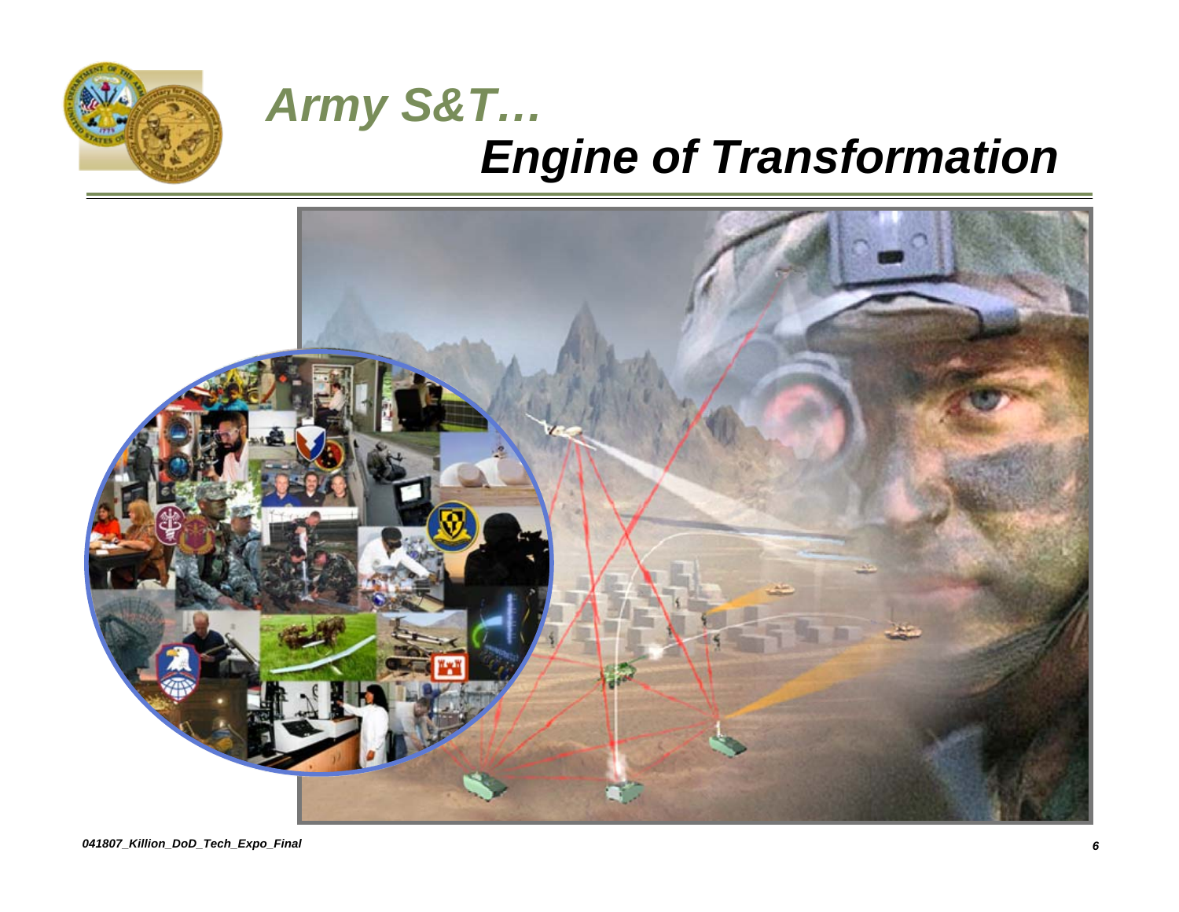# *Army S&T…*
# ***Engine of Transformation***